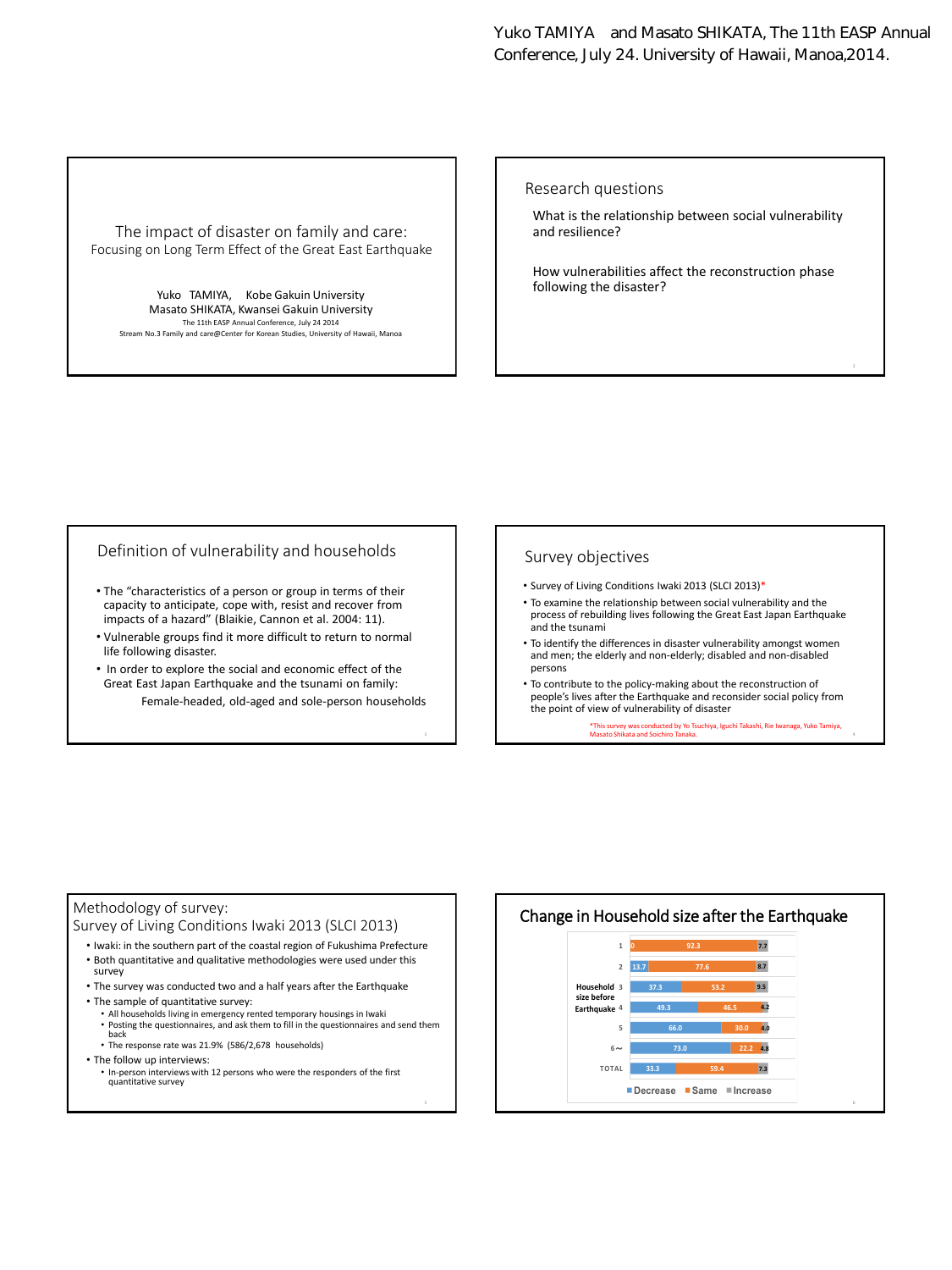Yuko TAMIYA and Masato SHIKATA, The 11th EASP Annual Conference, July 24. University of Hawaii, Manoa,2014.

# The impact of disaster on family and care:

## Focusing on Long Term Effect of the Great East Earthquake

Yuko TAMIYA, Kobe Gakuin University
Masato SHIKATA, Kwansei Gakuin University
The 11th EASP Annual Conference, July 24 2014
Stream No.3 Family and care@Center for Korean Studies, University of Hawaii, Manoa

## Research questions

What is the relationship between social vulnerability and resilience?

How vulnerabilities affect the reconstruction phase following the disaster?

## Definition of vulnerability and households

- The "characteristics of a person or group in terms of their capacity to anticipate, cope with, resist and recover from impacts of a hazard" (Blaikie, Cannon et al. 2004: 11).
- Vulnerable groups find it more difficult to return to normal life following disaster.
- In order to explore the social and economic effect of the Great East Japan Earthquake and the tsunami on family:

  Female-headed, old-aged and sole-person households

## Survey objectives

- Survey of Living Conditions Iwaki 2013 (SLCI 2013)*
- To examine the relationship between social vulnerability and the process of rebuilding lives following the Great East Japan Earthquake and the tsunami
- To identify the differences in disaster vulnerability amongst women and men; the elderly and non-elderly; disabled and non-disabled persons
- To contribute to the policy-making about the reconstruction of people's lives after the Earthquake and reconsider social policy from the point of view of vulnerability of disaster

*This survey was conducted by Yo Tsuchiya, Iguchi Takashi, Rie Iwanaga, Yuko Tamiya, Masato Shikata and Soichiro Tanaka.

## Methodology of survey:

## Survey of Living Conditions Iwaki 2013 (SLCI 2013)

- Iwaki: in the southern part of the coastal region of Fukushima Prefecture
- Both quantitative and qualitative methodologies were used under this survey
- The survey was conducted two and a half years after the Earthquake
- The sample of quantitative survey:
  - All households living in emergency rented temporary housings in Iwaki
  - Posting the questionnaires, and ask them to fill in the questionnaires and send them back
  - The response rate was 21.9% (586/2,678 households)
- The follow up interviews:
  - In-person interviews with 12 persons who were the responders of the first quantitative survey

## Change in Household size after the Earthquake

| Household size before Earthquake | Decrease | Same | Increase |
|---|---|---|---|
| 1 | 0 | 92.3 | 7.7 |
| 2 | 13.7 | 77.6 | 8.7 |
| 3 | 37.3 | 53.2 | 9.5 |
| 4 | 49.3 | 46.5 | 4.2 |
| 5 | 66.0 | 30.0 | 4.0 |
| 6～ | 73.0 | 22.2 | 4.8 |
| TOTAL | 33.3 | 59.4 | 7.3 |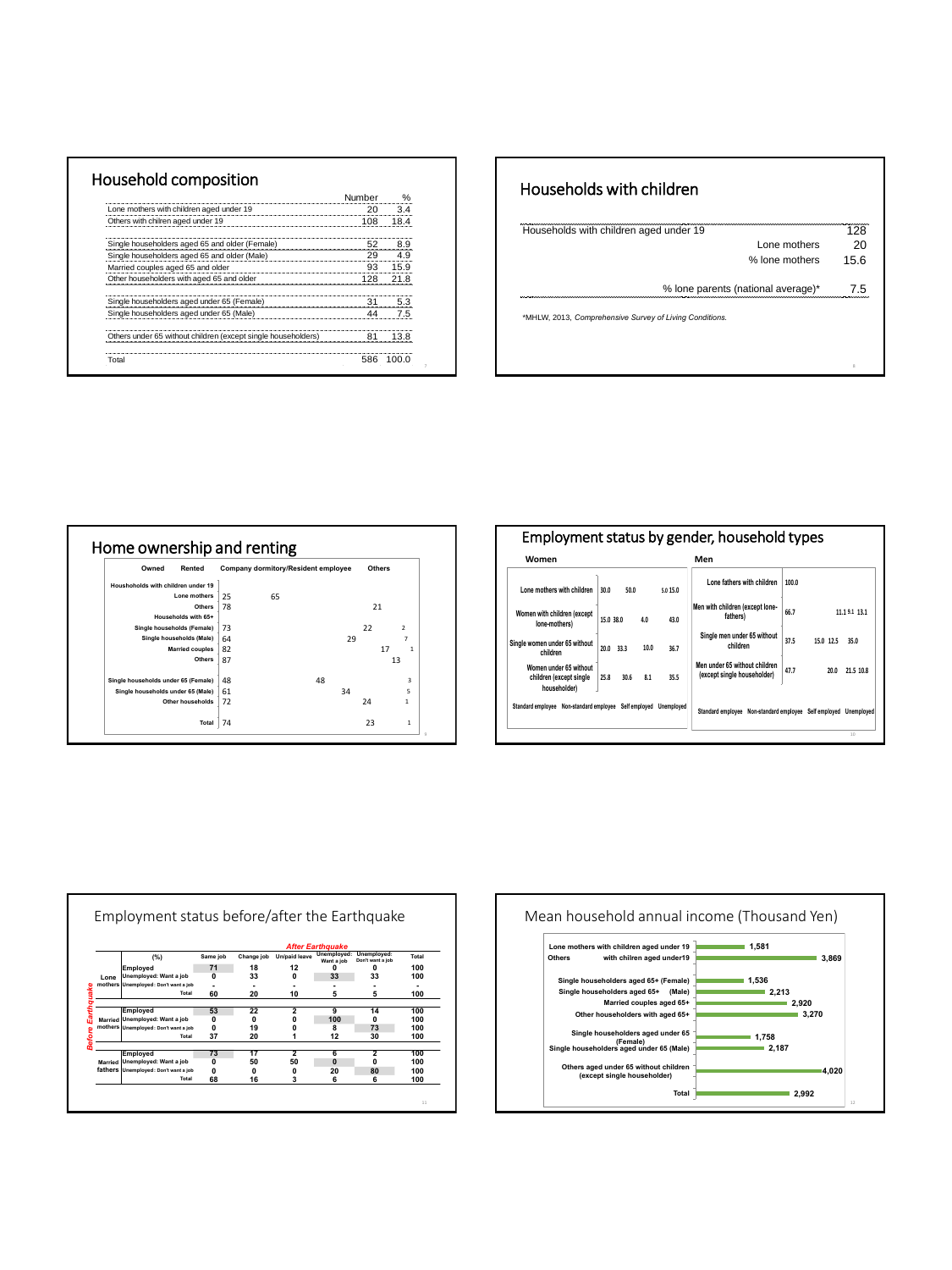## Household composition

| | Number | % |
|---|---|---|
| Lone mothers with children aged under 19 | 20 | 3.4 |
| Others with chilren aged under 19 | 108 | 18.4 |
| Single householders aged 65 and older (Female) | 52 | 8.9 |
| Single householders aged 65 and older (Male) | 29 | 4.9 |
| Married couples aged 65 and older | 93 | 15.9 |
| Other householders with aged 65 and older | 128 | 21.8 |
| Single householders aged under 65 (Female) | 31 | 5.3 |
| Single householders aged under 65 (Male) | 44 | 7.5 |
| Others under 65 without children (except single householders) | 81 | 13.8 |
| Total | 586 | 100.0 |

## Households with children

| | |
|---|---|
| Households with children aged under 19 | 128 |
| Lone mothers | 20 |
| % lone mothers | 15.6 |
| % lone parents (national average)* | 7.5 |

*MHLW, 2013, *Comprehensive Survey of Living Conditions.*

## Home ownership and renting

| | Owned | Rented | Company dormitory/Resident employee | Others |
|---|---|---|---|---|
| **Households with children under 19** | | | | |
| Lone mothers | 25 | 65 | | |
| Others | 78 | 21 | | |
| **Households with 65+** | | | | |
| Single households (Female) | 73 | 22 | | 2 |
| Single households (Male) | 64 | 29 | | 7 |
| Married couples | 82 | 17 | | 1 |
| Others | 87 | 13 | | |
| Single households under 65 (Female) | 48 | 48 | | 3 |
| Single households under 65 (Male) | 61 | 34 | | 5 |
| Other households | 72 | 24 | | 1 |
| Total | 74 | 23 | | 1 |

## Employment status by gender, household types

**Women**

| | Standard employee | Non-standard employee | Self employed | Unemployed |
|---|---|---|---|---|
| Lone mothers with children | 30.0 | 50.0 | 5.0 | 15.0 |
| Women with children (except lone-mothers) | 15.0 | 38.0 | 4.0 | 43.0 |
| Single women under 65 without children | 20.0 | 33.3 | 10.0 | 36.7 |
| Women under 65 without children (except single householder) | 25.8 | 30.6 | 8.1 | 35.5 |

**Men**

| | Standard employee | Non-standard employee | Self employed | Unemployed |
|---|---|---|---|---|
| Lone fathers with children | 100.0 | | | |
| Men with children (except lone-fathers) | 66.7 | 11.1 | 9.1 | 13.1 |
| Single men under 65 without children | 37.5 | 15.0 | 12.5 | 35.0 |
| Men under 65 without children (except single householder) | 47.7 | 20.0 | 21.5 | 10.8 |

## Employment status before/after the Earthquake

| Before Earthquake | (%) | Same job | Change job | Unpaid leave | Unemployed: Want a job | Unemployed: Don't want a job | Total |
|---|---|---|---|---|---|---|---|
| | | *After Earthquake* | | | | | |
| Lone mothers | Employed | 71 | 18 | 12 | 0 | 0 | 100 |
| | Unemployed: Want a job | 0 | 33 | 0 | 33 | 33 | 100 |
| | Unemployed: Don't want a job | - | - | - | - | - | - |
| | Total | 60 | 20 | 10 | 5 | 5 | 100 |
| Married mothers | Employed | 53 | 22 | 2 | 9 | 14 | 100 |
| | Unemployed: Want a job | 0 | 0 | 0 | 100 | 0 | 100 |
| | Unemployed: Don't want a job | 0 | 19 | 0 | 8 | 73 | 100 |
| | Total | 37 | 20 | 1 | 12 | 30 | 100 |
| Married fathers | Employed | 73 | 17 | 2 | 6 | 2 | 100 |
| | Unemployed: Want a job | 0 | 50 | 50 | 0 | 0 | 100 |
| | Unemployed: Don't want a job | 0 | 0 | 0 | 20 | 80 | 100 |
| | Total | 68 | 16 | 3 | 6 | 6 | 100 |

## Mean household annual income (Thousand Yen)

| | |
|---|---|
| Lone mothers with children aged under 19 | 1,581 |
| Others with chilren aged under19 | 3,869 |
| Single householders aged 65+ (Female) | 1,536 |
| Single householders aged 65+ (Male) | 2,213 |
| Married couples aged 65+ | 2,920 |
| Other householders with aged 65+ | 3,270 |
| Single householders aged under 65 (Female) | 1,758 |
| Single householders aged under 65 (Male) | 2,187 |
| Others aged under 65 without children (except single householder) | 4,020 |
| Total | 2,992 |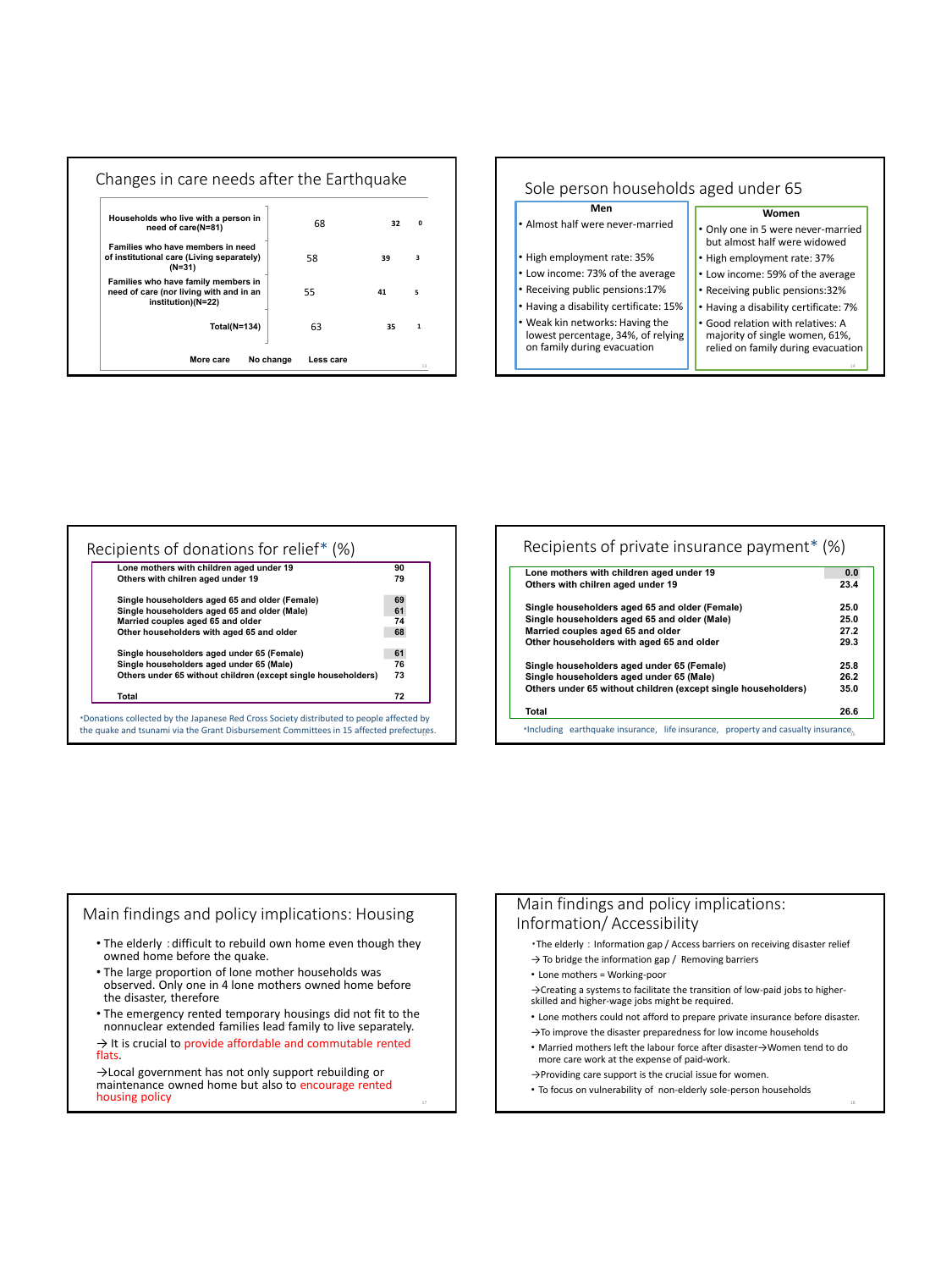## Changes in care needs after the Earthquake

Households who live with a person in need of care(N=81) 68 32 0

Families who have members in need of institutional care (Living separately) (N=31) 58 39 3

Families who have family members in need of care (nor living with and in an institution)(N=22) 55 41 5

Total(N=134) 63 35 1

More care No change Less care

## Sole person households aged under 65

**Men**

- Almost half were never-married
- High employment rate: 35%
- Low income: 73% of the average
- Receiving public pensions:17%
- Having a disability certificate: 15%
- Weak kin networks: Having the lowest percentage, 34%, of relying on family during evacuation

**Women**

- Only one in 5 were never-married but almost half were widowed
- High employment rate: 37%
- Low income: 59% of the average
- Receiving public pensions:32%
- Having a disability certificate: 7%
- Good relation with relatives: A majority of single women, 61%, relied on family during evacuation

## Recipients of donations for relief* (%)

| | |
|---|---|
| **Lone mothers with children aged under 19** | **90** |
| **Others with chilren aged under 19** | **79** |
| | |
| **Single householders aged 65 and older (Female)** | **69** |
| **Single householders aged 65 and older (Male)** | **61** |
| **Married couples aged 65 and older** | **74** |
| **Other householders with aged 65 and older** | **68** |
| | |
| **Single householders aged under 65 (Female)** | **61** |
| **Single householders aged under 65 (Male)** | **76** |
| **Others under 65 without children (except single householders)** | **73** |
| | |
| **Total** | **72** |

*Donations collected by the Japanese Red Cross Society distributed to people affected by the quake and tsunami via the Grant Disbursement Committees in 15 affected prefectures.

## Recipients of private insurance payment* (%)

| | |
|---|---|
| **Lone mothers with children aged under 19** | **0.0** |
| **Others with chilren aged under 19** | **23.4** |
| | |
| **Single householders aged 65 and older (Female)** | **25.0** |
| **Single householders aged 65 and older (Male)** | **25.0** |
| **Married couples aged 65 and older** | **27.2** |
| **Other householders with aged 65 and older** | **29.3** |
| | |
| **Single householders aged under 65 (Female)** | **25.8** |
| **Single householders aged under 65 (Male)** | **26.2** |
| **Others under 65 without children (except single householders)** | **35.0** |
| | |
| **Total** | **26.6** |

*Including earthquake insurance, life insurance, property and casualty insurance.

## Main findings and policy implications: Housing

- The elderly : difficult to rebuild own home even though they owned home before the quake.
- The large proportion of lone mother households was observed. Only one in 4 lone mothers owned home before the disaster, therefore
- The emergency rented temporary housings did not fit to the nonnuclear extended families lead family to live separately.

→ It is crucial to provide affordable and commutable rented flats.

→Local government has not only support rebuilding or maintenance owned home but also to encourage rented housing policy

## Main findings and policy implications: Information/ Accessibility

- The elderly : Information gap / Access barriers on receiving disaster relief

→ To bridge the information gap / Removing barriers

- Lone mothers = Working-poor

→Creating a systems to facilitate the transition of low-paid jobs to higher-skilled and higher-wage jobs might be required.

- Lone mothers could not afford to prepare private insurance before disaster.

→To improve the disaster preparedness for low income households

- Married mothers left the labour force after disaster→Women tend to do more care work at the expense of paid-work.

→Providing care support is the crucial issue for women.

- To focus on vulnerability of non-elderly sole-person households